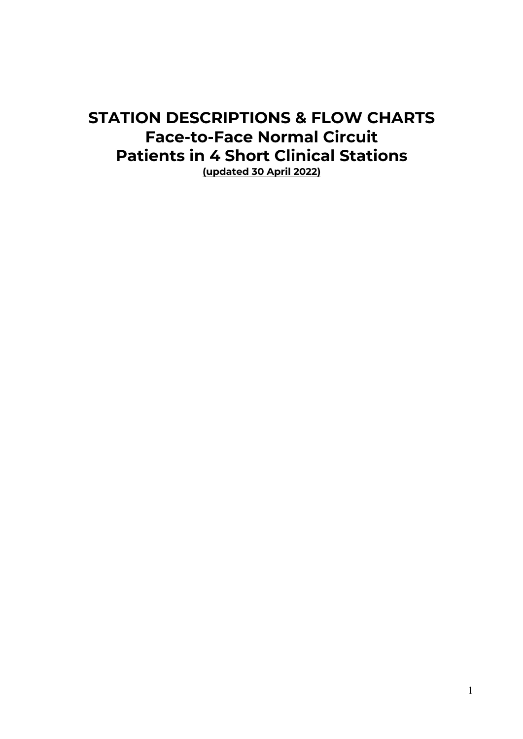# STATION DESCRIPTIONS & FLOW CHARTS
# Face-to-Face Normal Circuit
# Patients in 4 Short Clinical Stations

**(updated 30 April 2022)**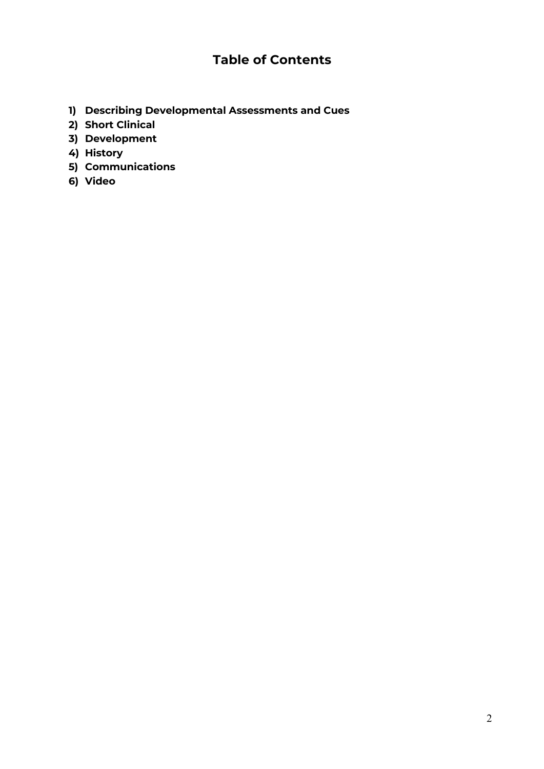# Table of Contents

1) **Describing Developmental Assessments and Cues**
2) **Short Clinical**
3) **Development**
4) **History**
5) **Communications**
6) **Video**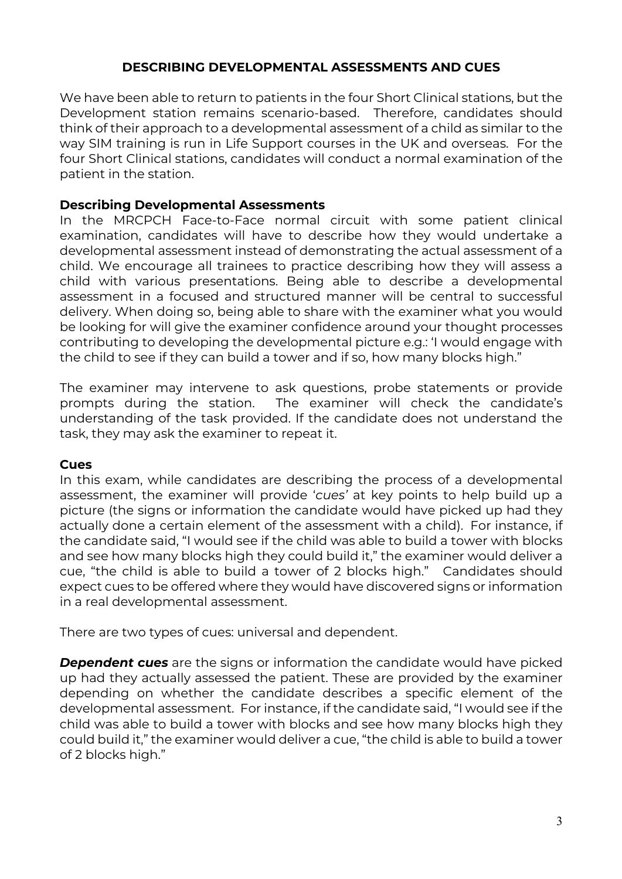## DESCRIBING DEVELOPMENTAL ASSESSMENTS AND CUES

We have been able to return to patients in the four Short Clinical stations, but the Development station remains scenario-based. Therefore, candidates should think of their approach to a developmental assessment of a child as similar to the way SIM training is run in Life Support courses in the UK and overseas. For the four Short Clinical stations, candidates will conduct a normal examination of the patient in the station.

### Describing Developmental Assessments

In the MRCPCH Face-to-Face normal circuit with some patient clinical examination, candidates will have to describe how they would undertake a developmental assessment instead of demonstrating the actual assessment of a child. We encourage all trainees to practice describing how they will assess a child with various presentations. Being able to describe a developmental assessment in a focused and structured manner will be central to successful delivery. When doing so, being able to share with the examiner what you would be looking for will give the examiner confidence around your thought processes contributing to developing the developmental picture e.g.: 'I would engage with the child to see if they can build a tower and if so, how many blocks high."

The examiner may intervene to ask questions, probe statements or provide prompts during the station. The examiner will check the candidate's understanding of the task provided. If the candidate does not understand the task, they may ask the examiner to repeat it.

### Cues

In this exam, while candidates are describing the process of a developmental assessment, the examiner will provide '*cues*' at key points to help build up a picture (the signs or information the candidate would have picked up had they actually done a certain element of the assessment with a child). For instance, if the candidate said, "I would see if the child was able to build a tower with blocks and see how many blocks high they could build it," the examiner would deliver a cue, "the child is able to build a tower of 2 blocks high." Candidates should expect cues to be offered where they would have discovered signs or information in a real developmental assessment.

There are two types of cues: universal and dependent.

***Dependent cues*** are the signs or information the candidate would have picked up had they actually assessed the patient. These are provided by the examiner depending on whether the candidate describes a specific element of the developmental assessment. For instance, if the candidate said, "I would see if the child was able to build a tower with blocks and see how many blocks high they could build it," the examiner would deliver a cue, "the child is able to build a tower of 2 blocks high."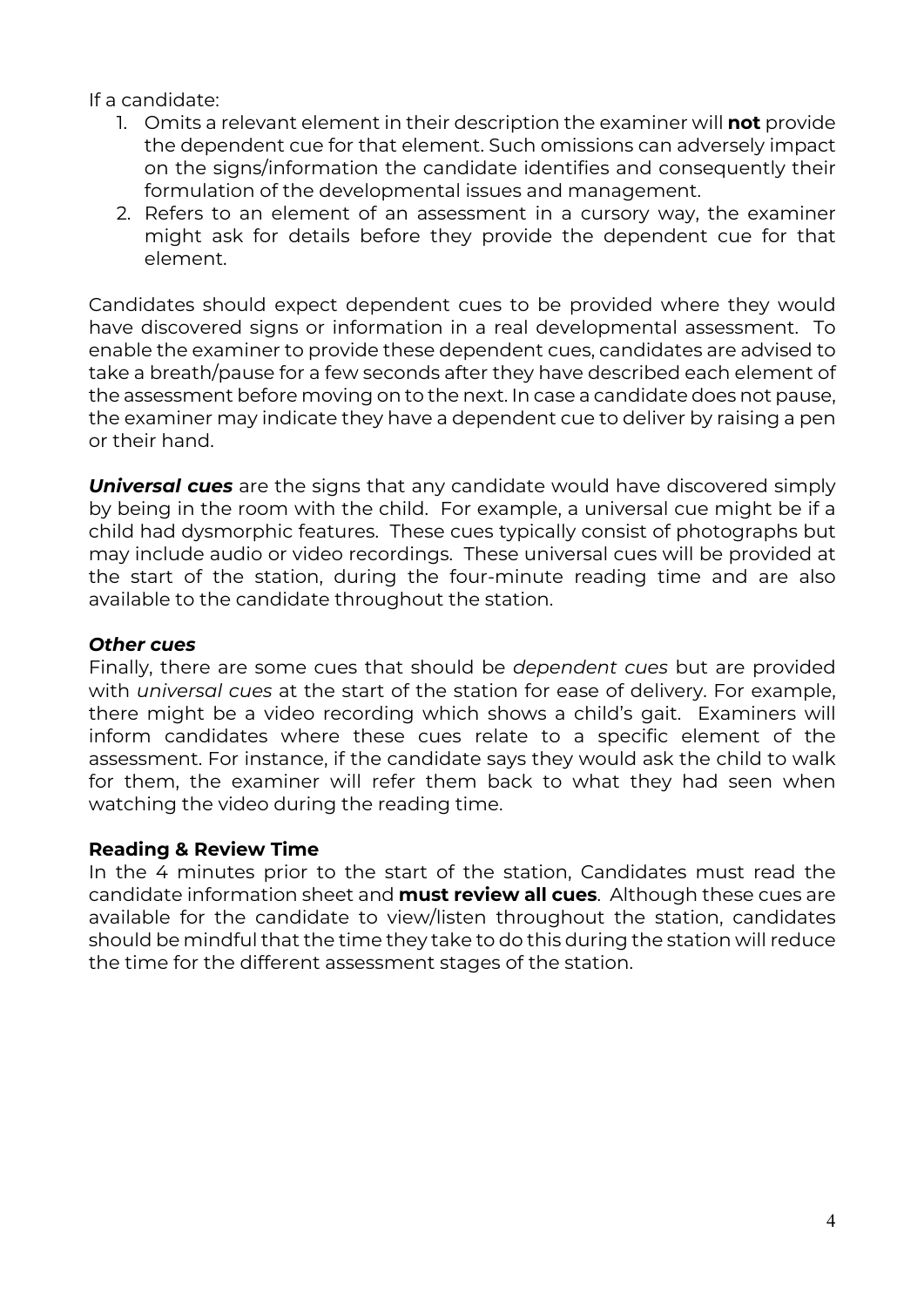If a candidate:

1. Omits a relevant element in their description the examiner will **not** provide the dependent cue for that element. Such omissions can adversely impact on the signs/information the candidate identifies and consequently their formulation of the developmental issues and management.
2. Refers to an element of an assessment in a cursory way, the examiner might ask for details before they provide the dependent cue for that element.

Candidates should expect dependent cues to be provided where they would have discovered signs or information in a real developmental assessment. To enable the examiner to provide these dependent cues, candidates are advised to take a breath/pause for a few seconds after they have described each element of the assessment before moving on to the next. In case a candidate does not pause, the examiner may indicate they have a dependent cue to deliver by raising a pen or their hand.

***Universal cues*** are the signs that any candidate would have discovered simply by being in the room with the child. For example, a universal cue might be if a child had dysmorphic features. These cues typically consist of photographs but may include audio or video recordings. These universal cues will be provided at the start of the station, during the four-minute reading time and are also available to the candidate throughout the station.

### *Other cues*

Finally, there are some cues that should be *dependent cues* but are provided with *universal cues* at the start of the station for ease of delivery. For example, there might be a video recording which shows a child's gait. Examiners will inform candidates where these cues relate to a specific element of the assessment. For instance, if the candidate says they would ask the child to walk for them, the examiner will refer them back to what they had seen when watching the video during the reading time.

### Reading & Review Time

In the 4 minutes prior to the start of the station, Candidates must read the candidate information sheet and **must review all cues**. Although these cues are available for the candidate to view/listen throughout the station, candidates should be mindful that the time they take to do this during the station will reduce the time for the different assessment stages of the station.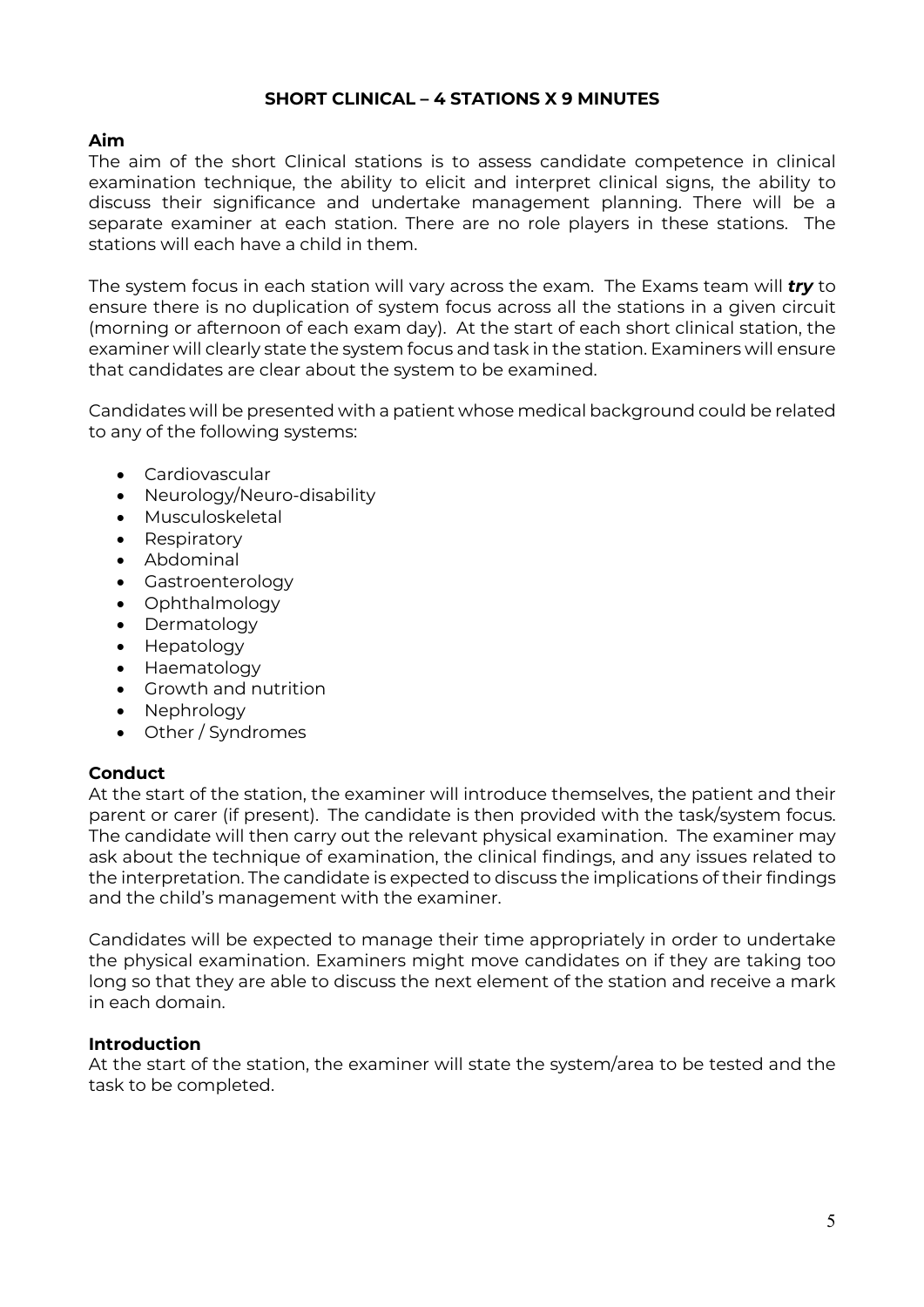## SHORT CLINICAL – 4 STATIONS X 9 MINUTES

### Aim

The aim of the short Clinical stations is to assess candidate competence in clinical examination technique, the ability to elicit and interpret clinical signs, the ability to discuss their significance and undertake management planning. There will be a separate examiner at each station. There are no role players in these stations. The stations will each have a child in them.

The system focus in each station will vary across the exam. The Exams team will ***try*** to ensure there is no duplication of system focus across all the stations in a given circuit (morning or afternoon of each exam day). At the start of each short clinical station, the examiner will clearly state the system focus and task in the station. Examiners will ensure that candidates are clear about the system to be examined.

Candidates will be presented with a patient whose medical background could be related to any of the following systems:

- Cardiovascular
- Neurology/Neuro-disability
- Musculoskeletal
- Respiratory
- Abdominal
- Gastroenterology
- Ophthalmology
- Dermatology
- Hepatology
- Haematology
- Growth and nutrition
- Nephrology
- Other / Syndromes

### Conduct

At the start of the station, the examiner will introduce themselves, the patient and their parent or carer (if present). The candidate is then provided with the task/system focus. The candidate will then carry out the relevant physical examination. The examiner may ask about the technique of examination, the clinical findings, and any issues related to the interpretation. The candidate is expected to discuss the implications of their findings and the child's management with the examiner.

Candidates will be expected to manage their time appropriately in order to undertake the physical examination. Examiners might move candidates on if they are taking too long so that they are able to discuss the next element of the station and receive a mark in each domain.

### Introduction

At the start of the station, the examiner will state the system/area to be tested and the task to be completed.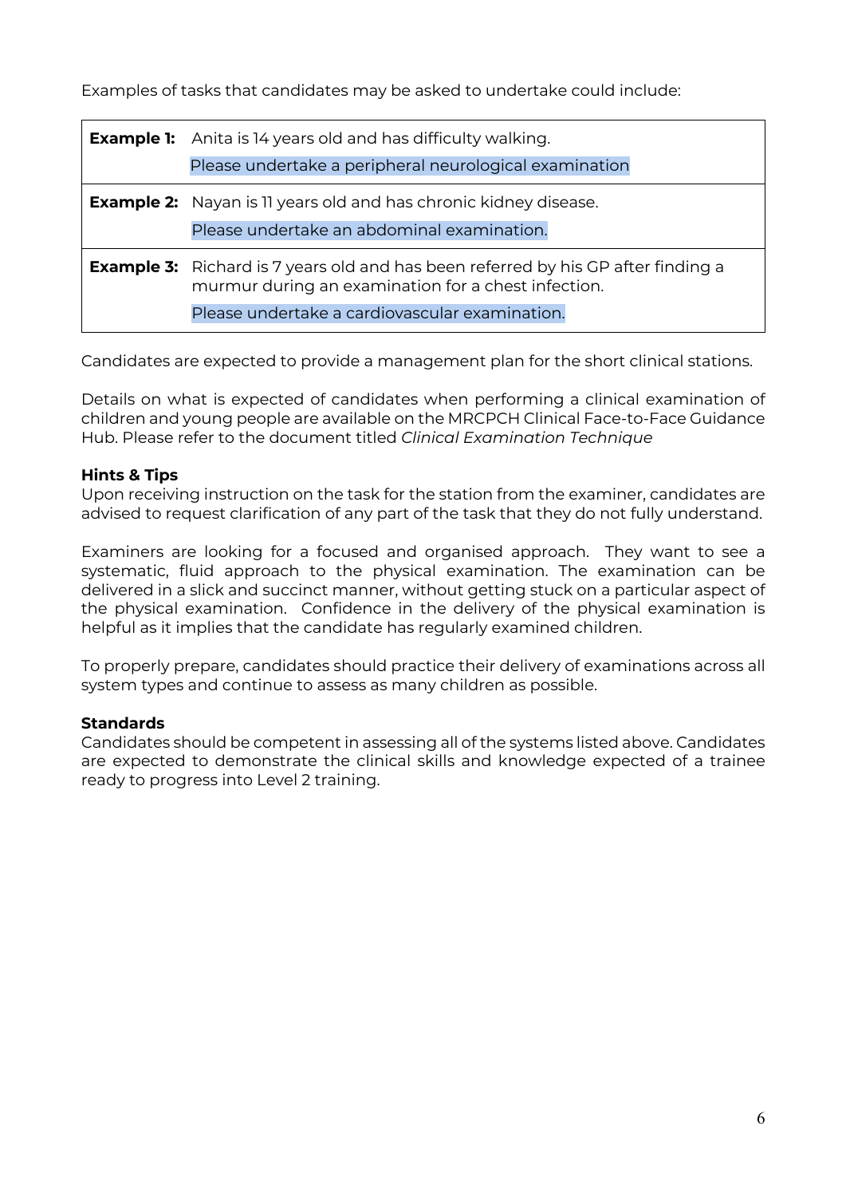Examples of tasks that candidates may be asked to undertake could include:

| | |
|---|---|
| **Example 1:** | Anita is 14 years old and has difficulty walking.<br>Please undertake a peripheral neurological examination |
| **Example 2:** | Nayan is 11 years old and has chronic kidney disease.<br>Please undertake an abdominal examination. |
| **Example 3:** | Richard is 7 years old and has been referred by his GP after finding a murmur during an examination for a chest infection.<br>Please undertake a cardiovascular examination. |

Candidates are expected to provide a management plan for the short clinical stations.

Details on what is expected of candidates when performing a clinical examination of children and young people are available on the MRCPCH Clinical Face-to-Face Guidance Hub. Please refer to the document titled *Clinical Examination Technique*

**Hints & Tips**

Upon receiving instruction on the task for the station from the examiner, candidates are advised to request clarification of any part of the task that they do not fully understand.

Examiners are looking for a focused and organised approach. They want to see a systematic, fluid approach to the physical examination. The examination can be delivered in a slick and succinct manner, without getting stuck on a particular aspect of the physical examination. Confidence in the delivery of the physical examination is helpful as it implies that the candidate has regularly examined children.

To properly prepare, candidates should practice their delivery of examinations across all system types and continue to assess as many children as possible.

**Standards**

Candidates should be competent in assessing all of the systems listed above. Candidates are expected to demonstrate the clinical skills and knowledge expected of a trainee ready to progress into Level 2 training.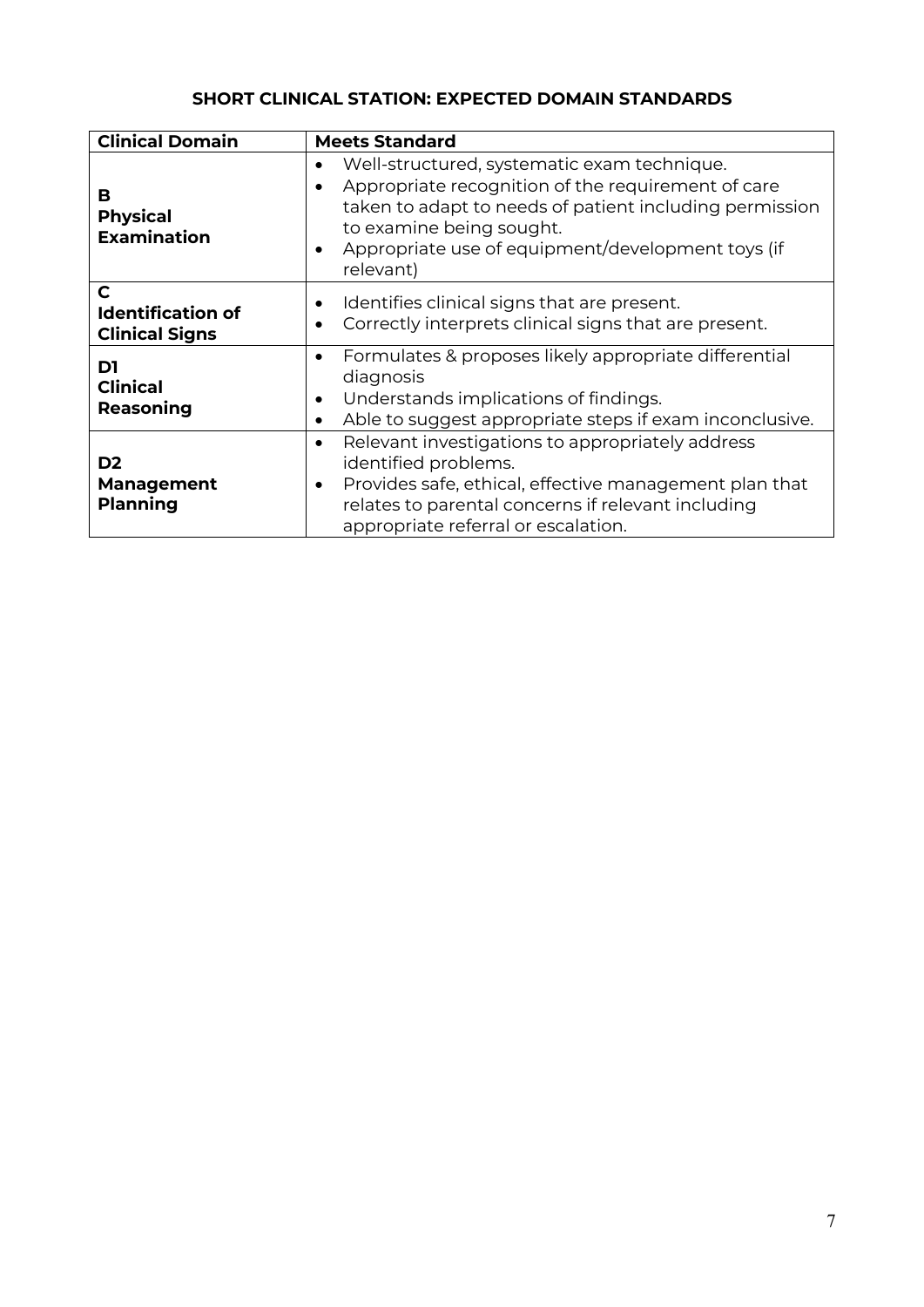## SHORT CLINICAL STATION: EXPECTED DOMAIN STANDARDS

| Clinical Domain | Meets Standard |
|---|---|
| **B**<br>**Physical Examination** | • Well-structured, systematic exam technique.<br>• Appropriate recognition of the requirement of care taken to adapt to needs of patient including permission to examine being sought.<br>• Appropriate use of equipment/development toys (if relevant) |
| **C**<br>**Identification of Clinical Signs** | • Identifies clinical signs that are present.<br>• Correctly interprets clinical signs that are present. |
| **D1**<br>**Clinical Reasoning** | • Formulates & proposes likely appropriate differential diagnosis<br>• Understands implications of findings.<br>• Able to suggest appropriate steps if exam inconclusive. |
| **D2**<br>**Management Planning** | • Relevant investigations to appropriately address identified problems.<br>• Provides safe, ethical, effective management plan that relates to parental concerns if relevant including appropriate referral or escalation. |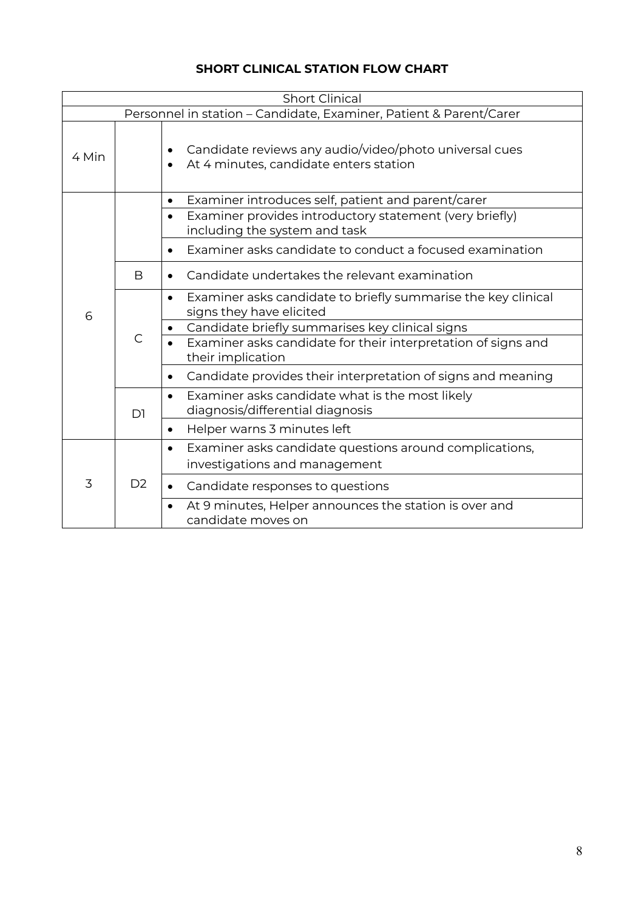## SHORT CLINICAL STATION FLOW CHART

| Short Clinical | | |
|---|---|---|
| Personnel in station – Candidate, Examiner, Patient & Parent/Carer | | |
| 4 Min | | • Candidate reviews any audio/video/photo universal cues<br>• At 4 minutes, candidate enters station |
| 6 | | • Examiner introduces self, patient and parent/carer |
| | | • Examiner provides introductory statement (very briefly) including the system and task |
| | | • Examiner asks candidate to conduct a focused examination |
| | B | • Candidate undertakes the relevant examination |
| | C | • Examiner asks candidate to briefly summarise the key clinical signs they have elicited |
| | | • Candidate briefly summarises key clinical signs |
| | | • Examiner asks candidate for their interpretation of signs and their implication |
| | | • Candidate provides their interpretation of signs and meaning |
| | D1 | • Examiner asks candidate what is the most likely diagnosis/differential diagnosis |
| | | • Helper warns 3 minutes left |
| 3 | D2 | • Examiner asks candidate questions around complications, investigations and management |
| | | • Candidate responses to questions |
| | | • At 9 minutes, Helper announces the station is over and candidate moves on |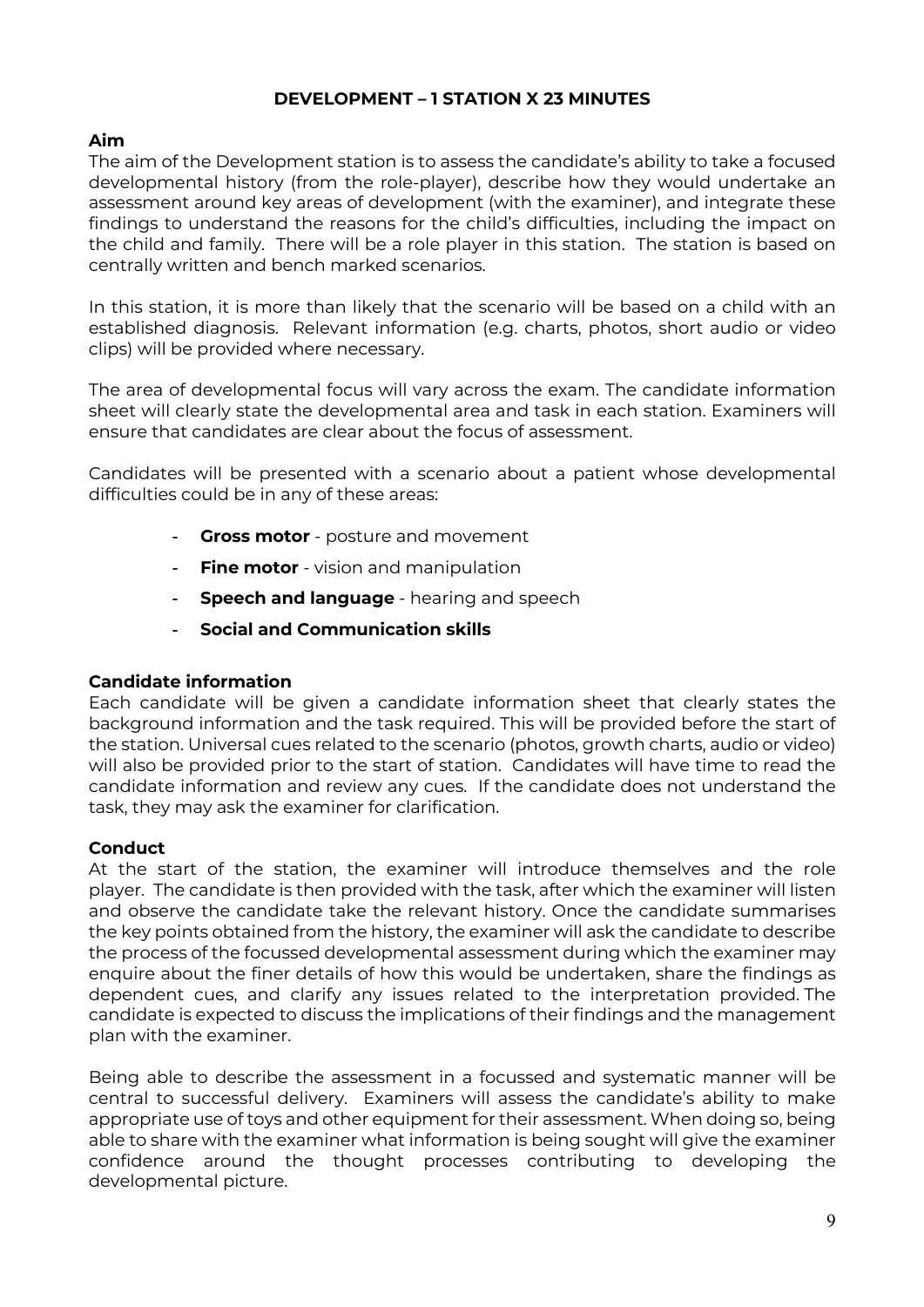## DEVELOPMENT – 1 STATION X 23 MINUTES

### Aim

The aim of the Development station is to assess the candidate's ability to take a focused developmental history (from the role-player), describe how they would undertake an assessment around key areas of development (with the examiner), and integrate these findings to understand the reasons for the child's difficulties, including the impact on the child and family. There will be a role player in this station. The station is based on centrally written and bench marked scenarios.

In this station, it is more than likely that the scenario will be based on a child with an established diagnosis. Relevant information (e.g. charts, photos, short audio or video clips) will be provided where necessary.

The area of developmental focus will vary across the exam. The candidate information sheet will clearly state the developmental area and task in each station. Examiners will ensure that candidates are clear about the focus of assessment.

Candidates will be presented with a scenario about a patient whose developmental difficulties could be in any of these areas:

- **Gross motor** - posture and movement
- **Fine motor** - vision and manipulation
- **Speech and language** - hearing and speech
- **Social and Communication skills**

### Candidate information

Each candidate will be given a candidate information sheet that clearly states the background information and the task required. This will be provided before the start of the station. Universal cues related to the scenario (photos, growth charts, audio or video) will also be provided prior to the start of station. Candidates will have time to read the candidate information and review any cues. If the candidate does not understand the task, they may ask the examiner for clarification.

### Conduct

At the start of the station, the examiner will introduce themselves and the role player. The candidate is then provided with the task, after which the examiner will listen and observe the candidate take the relevant history. Once the candidate summarises the key points obtained from the history, the examiner will ask the candidate to describe the process of the focussed developmental assessment during which the examiner may enquire about the finer details of how this would be undertaken, share the findings as dependent cues, and clarify any issues related to the interpretation provided. The candidate is expected to discuss the implications of their findings and the management plan with the examiner.

Being able to describe the assessment in a focussed and systematic manner will be central to successful delivery. Examiners will assess the candidate's ability to make appropriate use of toys and other equipment for their assessment. When doing so, being able to share with the examiner what information is being sought will give the examiner confidence around the thought processes contributing to developing the developmental picture.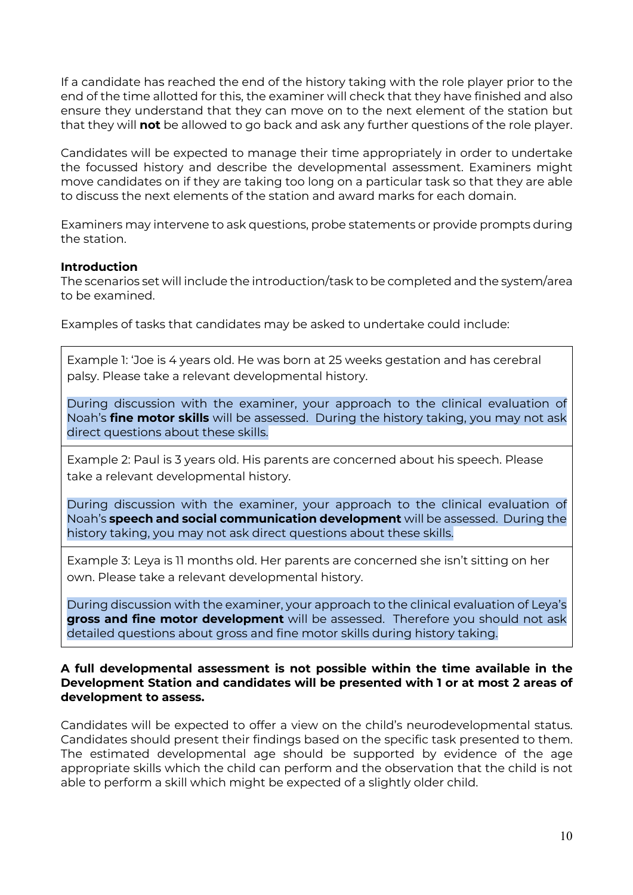If a candidate has reached the end of the history taking with the role player prior to the end of the time allotted for this, the examiner will check that they have finished and also ensure they understand that they can move on to the next element of the station but that they will **not** be allowed to go back and ask any further questions of the role player.

Candidates will be expected to manage their time appropriately in order to undertake the focussed history and describe the developmental assessment. Examiners might move candidates on if they are taking too long on a particular task so that they are able to discuss the next elements of the station and award marks for each domain.

Examiners may intervene to ask questions, probe statements or provide prompts during the station.

**Introduction**

The scenarios set will include the introduction/task to be completed and the system/area to be examined.

Examples of tasks that candidates may be asked to undertake could include:

| |
|---|
| Example 1: 'Joe is 4 years old. He was born at 25 weeks gestation and has cerebral palsy. Please take a relevant developmental history.<br><br>During discussion with the examiner, your approach to the clinical evaluation of Noah's **fine motor skills** will be assessed. During the history taking, you may not ask direct questions about these skills. |
| Example 2: Paul is 3 years old. His parents are concerned about his speech. Please take a relevant developmental history.<br><br>During discussion with the examiner, your approach to the clinical evaluation of Noah's **speech and social communication development** will be assessed. During the history taking, you may not ask direct questions about these skills. |
| Example 3: Leya is 11 months old. Her parents are concerned she isn't sitting on her own. Please take a relevant developmental history.<br><br>During discussion with the examiner, your approach to the clinical evaluation of Leya's **gross and fine motor development** will be assessed. Therefore you should not ask detailed questions about gross and fine motor skills during history taking. |

**A full developmental assessment is not possible within the time available in the Development Station and candidates will be presented with 1 or at most 2 areas of development to assess.**

Candidates will be expected to offer a view on the child's neurodevelopmental status. Candidates should present their findings based on the specific task presented to them. The estimated developmental age should be supported by evidence of the age appropriate skills which the child can perform and the observation that the child is not able to perform a skill which might be expected of a slightly older child.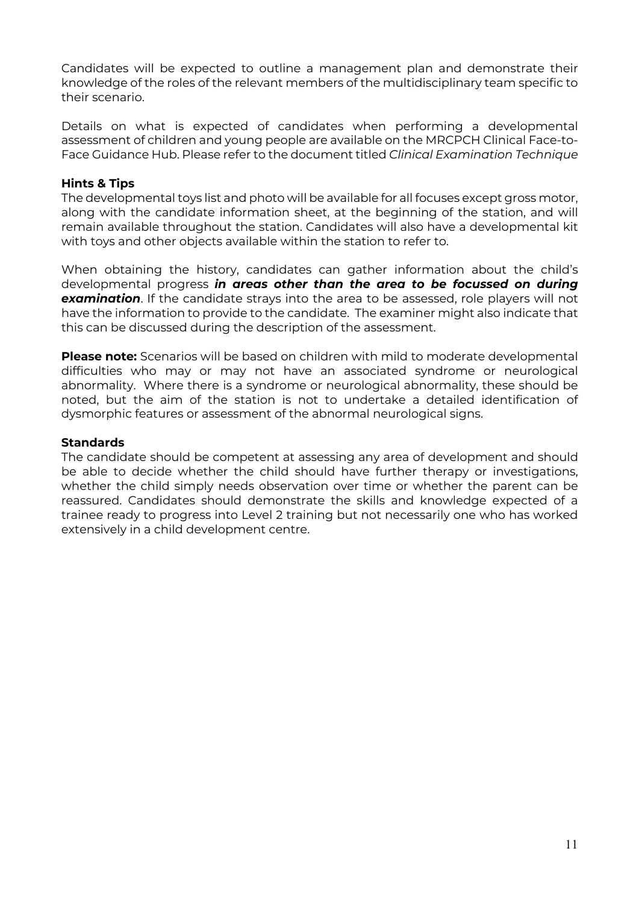Candidates will be expected to outline a management plan and demonstrate their knowledge of the roles of the relevant members of the multidisciplinary team specific to their scenario.

Details on what is expected of candidates when performing a developmental assessment of children and young people are available on the MRCPCH Clinical Face-to-Face Guidance Hub. Please refer to the document titled *Clinical Examination Technique*

**Hints & Tips**

The developmental toys list and photo will be available for all focuses except gross motor, along with the candidate information sheet, at the beginning of the station, and will remain available throughout the station. Candidates will also have a developmental kit with toys and other objects available within the station to refer to.

When obtaining the history, candidates can gather information about the child's developmental progress ***in areas other than the area to be focussed on during examination***. If the candidate strays into the area to be assessed, role players will not have the information to provide to the candidate. The examiner might also indicate that this can be discussed during the description of the assessment.

**Please note:** Scenarios will be based on children with mild to moderate developmental difficulties who may or may not have an associated syndrome or neurological abnormality. Where there is a syndrome or neurological abnormality, these should be noted, but the aim of the station is not to undertake a detailed identification of dysmorphic features or assessment of the abnormal neurological signs.

**Standards**

The candidate should be competent at assessing any area of development and should be able to decide whether the child should have further therapy or investigations, whether the child simply needs observation over time or whether the parent can be reassured. Candidates should demonstrate the skills and knowledge expected of a trainee ready to progress into Level 2 training but not necessarily one who has worked extensively in a child development centre.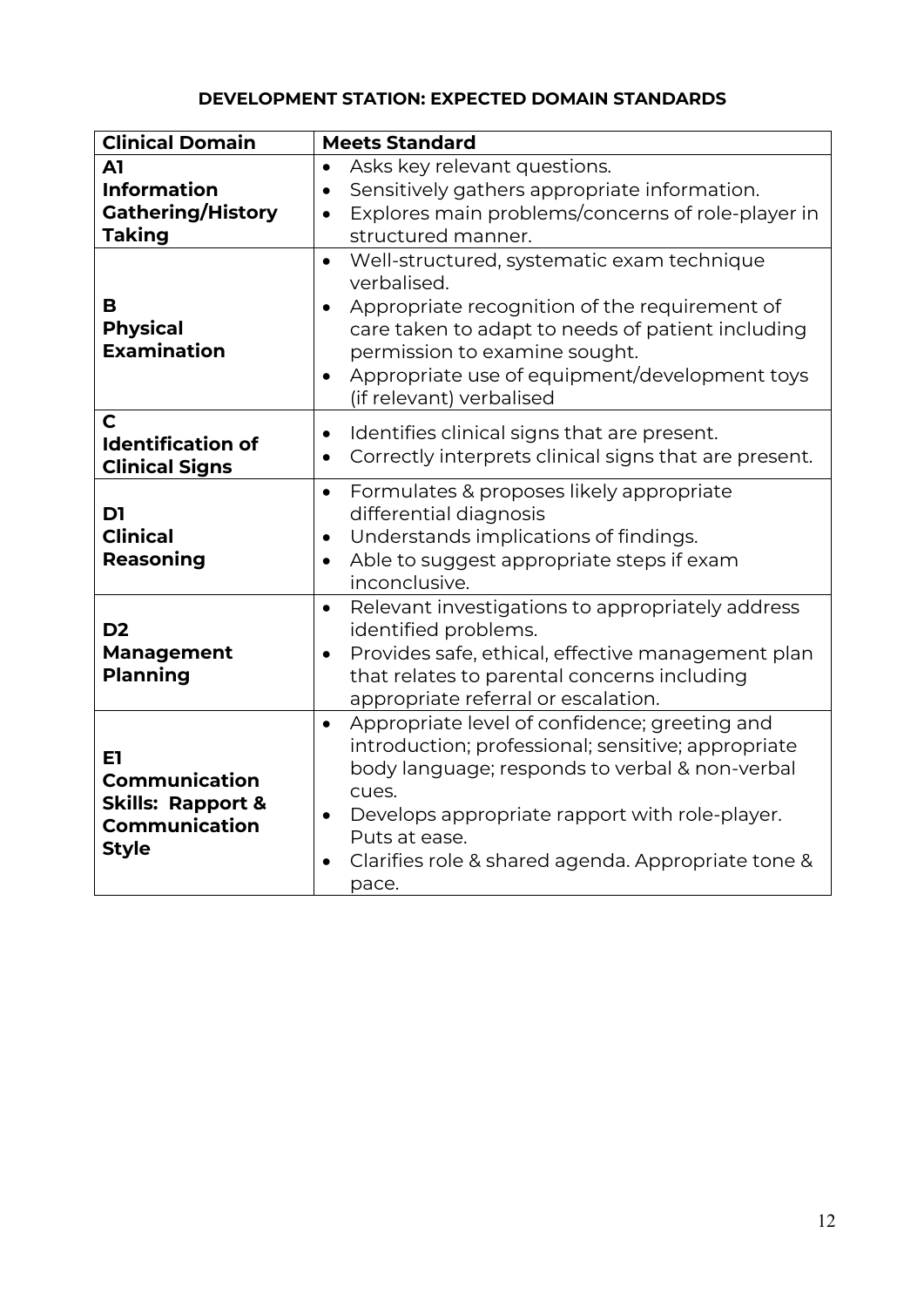**DEVELOPMENT STATION: EXPECTED DOMAIN STANDARDS**

| Clinical Domain | Meets Standard |
|---|---|
| **A1 Information Gathering/History Taking** | • Asks key relevant questions.<br>• Sensitively gathers appropriate information.<br>• Explores main problems/concerns of role-player in structured manner. |
| **B Physical Examination** | • Well-structured, systematic exam technique verbalised.<br>• Appropriate recognition of the requirement of care taken to adapt to needs of patient including permission to examine sought.<br>• Appropriate use of equipment/development toys (if relevant) verbalised |
| **C Identification of Clinical Signs** | • Identifies clinical signs that are present.<br>• Correctly interprets clinical signs that are present. |
| **D1 Clinical Reasoning** | • Formulates & proposes likely appropriate differential diagnosis<br>• Understands implications of findings.<br>• Able to suggest appropriate steps if exam inconclusive. |
| **D2 Management Planning** | • Relevant investigations to appropriately address identified problems.<br>• Provides safe, ethical, effective management plan that relates to parental concerns including appropriate referral or escalation. |
| **E1 Communication Skills: Rapport & Communication Style** | • Appropriate level of confidence; greeting and introduction; professional; sensitive; appropriate body language; responds to verbal & non-verbal cues.<br>• Develops appropriate rapport with role-player. Puts at ease.<br>• Clarifies role & shared agenda. Appropriate tone & pace. |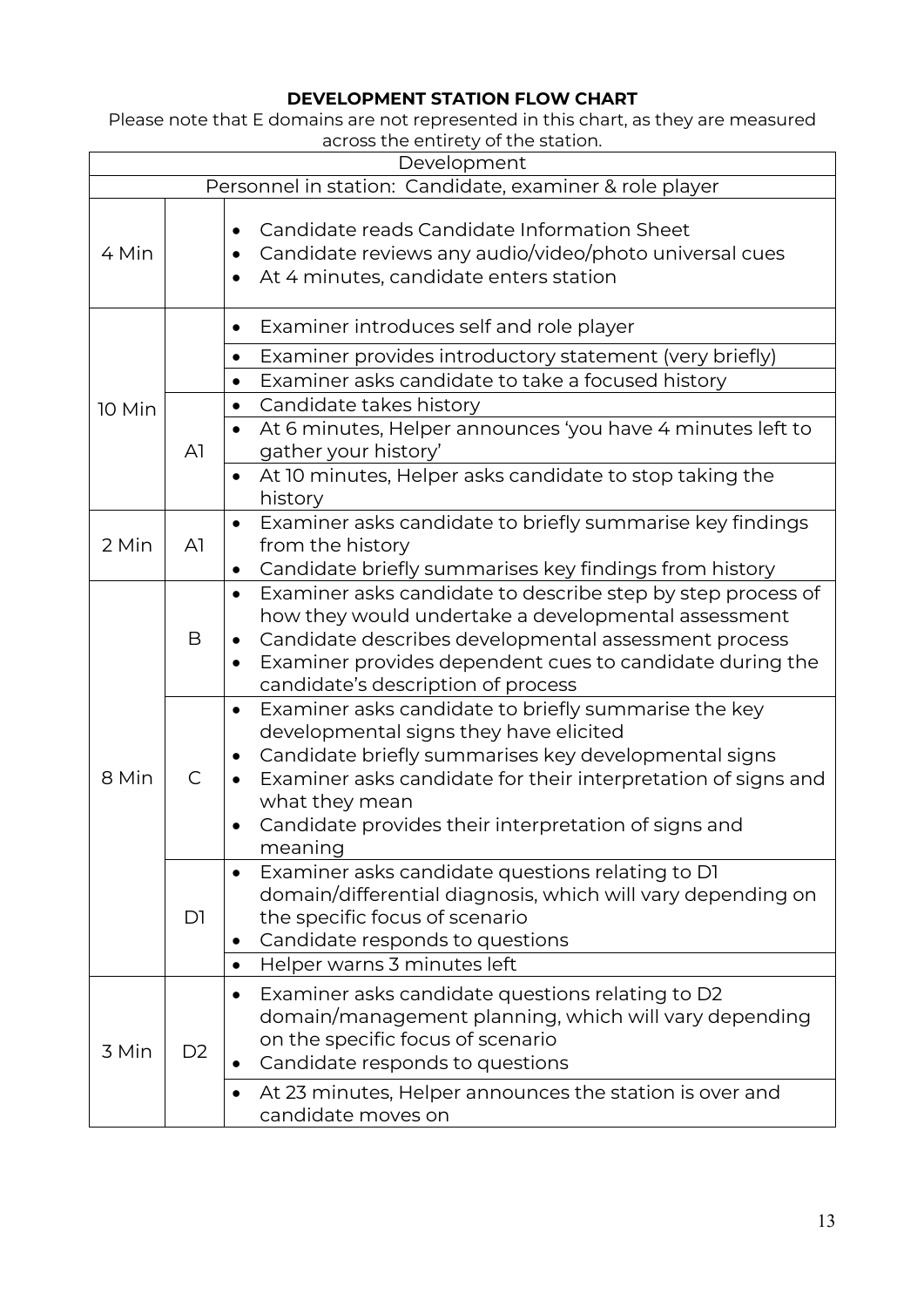# DEVELOPMENT STATION FLOW CHART

Please note that E domains are not represented in this chart, as they are measured across the entirety of the station.

| Development | | |
|---|---|---|
| Personnel in station: Candidate, examiner & role player | | |
| 4 Min | | • Candidate reads Candidate Information Sheet<br>• Candidate reviews any audio/video/photo universal cues<br>• At 4 minutes, candidate enters station |
| 10 Min | | • Examiner introduces self and role player |
| | | • Examiner provides introductory statement (very briefly)<br>• Examiner asks candidate to take a focused history |
| | A1 | • Candidate takes history<br>• At 6 minutes, Helper announces 'you have 4 minutes left to gather your history'<br>• At 10 minutes, Helper asks candidate to stop taking the history |
| 2 Min | A1 | • Examiner asks candidate to briefly summarise key findings from the history<br>• Candidate briefly summarises key findings from history |
| 8 Min | B | • Examiner asks candidate to describe step by step process of how they would undertake a developmental assessment<br>• Candidate describes developmental assessment process<br>• Examiner provides dependent cues to candidate during the candidate's description of process |
| | C | • Examiner asks candidate to briefly summarise the key developmental signs they have elicited<br>• Candidate briefly summarises key developmental signs<br>• Examiner asks candidate for their interpretation of signs and what they mean<br>• Candidate provides their interpretation of signs and meaning |
| | D1 | • Examiner asks candidate questions relating to D1 domain/differential diagnosis, which will vary depending on the specific focus of scenario<br>• Candidate responds to questions<br>• Helper warns 3 minutes left |
| 3 Min | D2 | • Examiner asks candidate questions relating to D2 domain/management planning, which will vary depending on the specific focus of scenario<br>• Candidate responds to questions<br>• At 23 minutes, Helper announces the station is over and candidate moves on |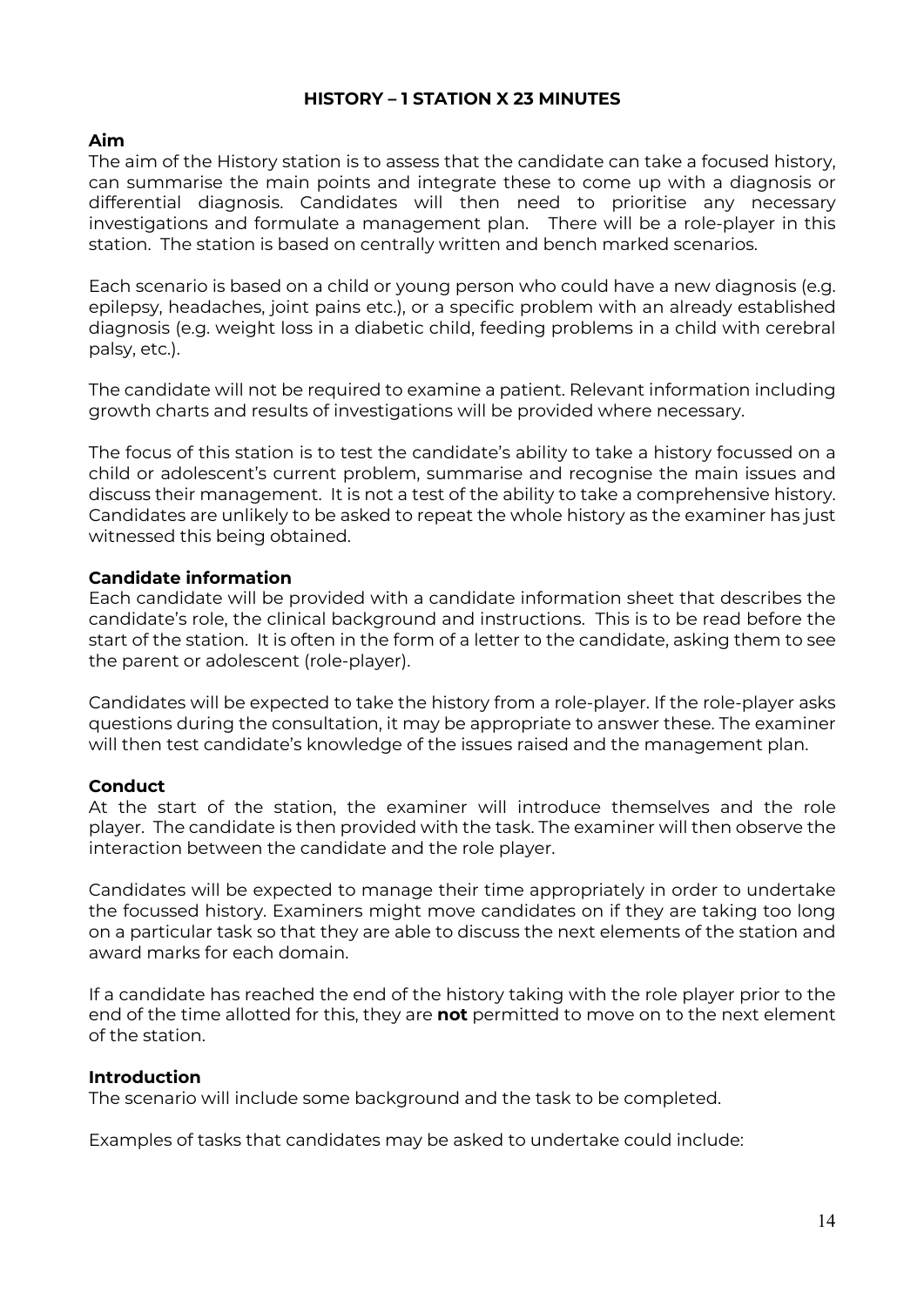## HISTORY – 1 STATION X 23 MINUTES

**Aim**

The aim of the History station is to assess that the candidate can take a focused history, can summarise the main points and integrate these to come up with a diagnosis or differential diagnosis. Candidates will then need to prioritise any necessary investigations and formulate a management plan. There will be a role-player in this station. The station is based on centrally written and bench marked scenarios.

Each scenario is based on a child or young person who could have a new diagnosis (e.g. epilepsy, headaches, joint pains etc.), or a specific problem with an already established diagnosis (e.g. weight loss in a diabetic child, feeding problems in a child with cerebral palsy, etc.).

The candidate will not be required to examine a patient. Relevant information including growth charts and results of investigations will be provided where necessary.

The focus of this station is to test the candidate's ability to take a history focussed on a child or adolescent's current problem, summarise and recognise the main issues and discuss their management. It is not a test of the ability to take a comprehensive history. Candidates are unlikely to be asked to repeat the whole history as the examiner has just witnessed this being obtained.

**Candidate information**

Each candidate will be provided with a candidate information sheet that describes the candidate's role, the clinical background and instructions. This is to be read before the start of the station. It is often in the form of a letter to the candidate, asking them to see the parent or adolescent (role-player).

Candidates will be expected to take the history from a role-player. If the role-player asks questions during the consultation, it may be appropriate to answer these. The examiner will then test candidate's knowledge of the issues raised and the management plan.

**Conduct**

At the start of the station, the examiner will introduce themselves and the role player. The candidate is then provided with the task. The examiner will then observe the interaction between the candidate and the role player.

Candidates will be expected to manage their time appropriately in order to undertake the focussed history. Examiners might move candidates on if they are taking too long on a particular task so that they are able to discuss the next elements of the station and award marks for each domain.

If a candidate has reached the end of the history taking with the role player prior to the end of the time allotted for this, they are **not** permitted to move on to the next element of the station.

**Introduction**

The scenario will include some background and the task to be completed.

Examples of tasks that candidates may be asked to undertake could include: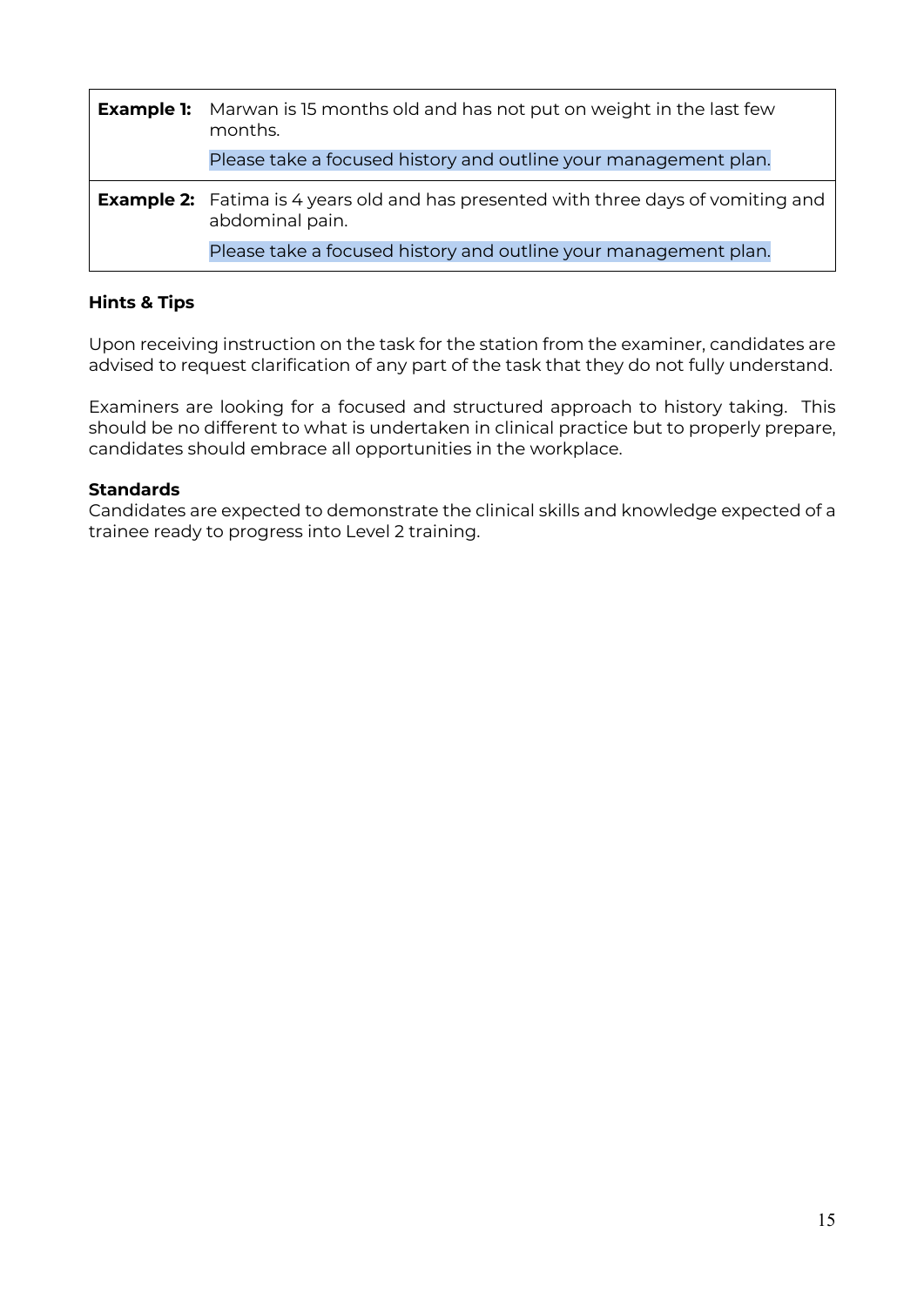| | |
|---|---|
| **Example 1:** | Marwan is 15 months old and has not put on weight in the last few months.<br><br>Please take a focused history and outline your management plan. |
| **Example 2:** | Fatima is 4 years old and has presented with three days of vomiting and abdominal pain.<br><br>Please take a focused history and outline your management plan. |

**Hints & Tips**

Upon receiving instruction on the task for the station from the examiner, candidates are advised to request clarification of any part of the task that they do not fully understand.

Examiners are looking for a focused and structured approach to history taking. This should be no different to what is undertaken in clinical practice but to properly prepare, candidates should embrace all opportunities in the workplace.

**Standards**

Candidates are expected to demonstrate the clinical skills and knowledge expected of a trainee ready to progress into Level 2 training.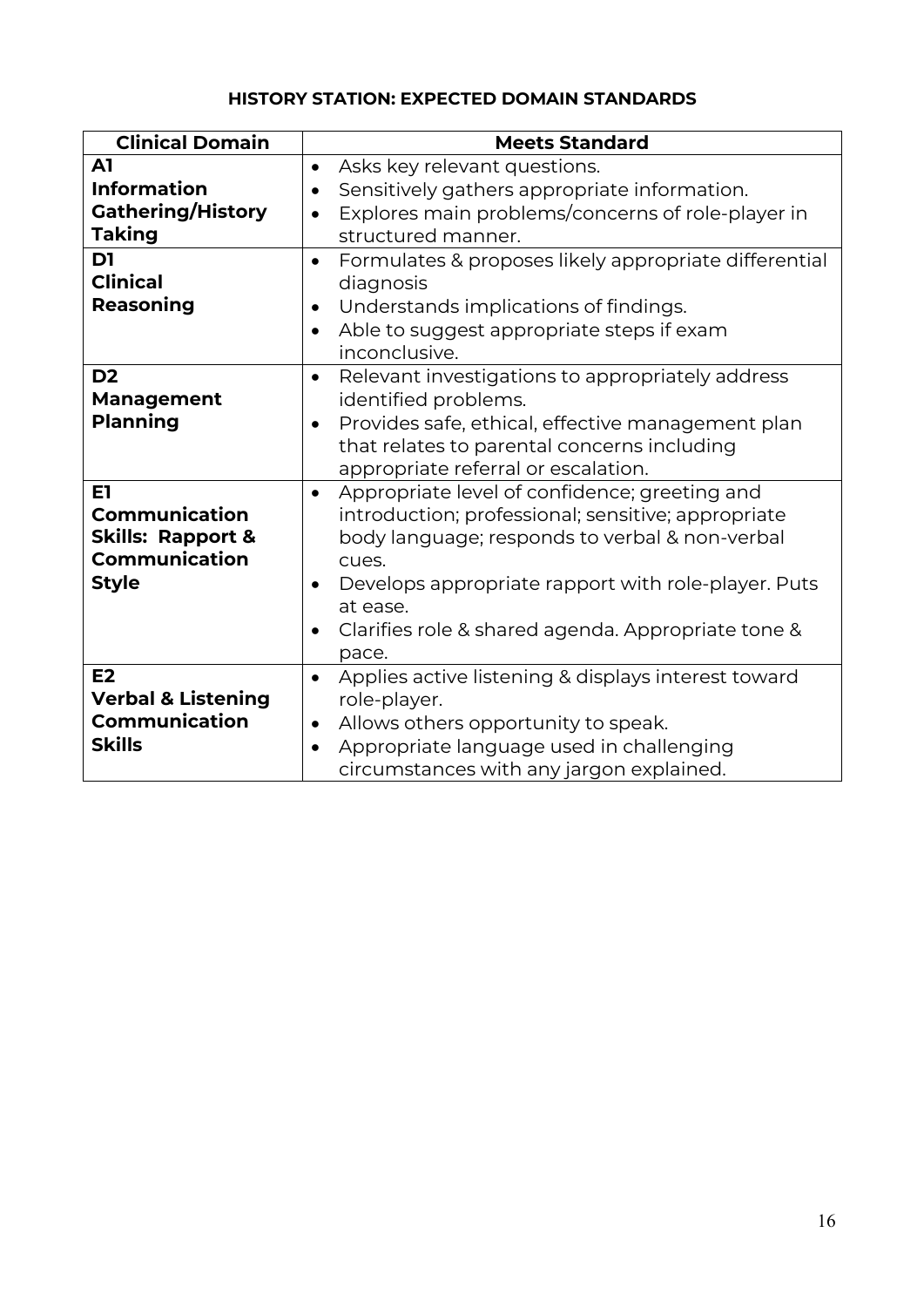## HISTORY STATION: EXPECTED DOMAIN STANDARDS

| Clinical Domain | Meets Standard |
|---|---|
| **A1 Information Gathering/History Taking** | • Asks key relevant questions.<br>• Sensitively gathers appropriate information.<br>• Explores main problems/concerns of role-player in structured manner. |
| **D1 Clinical Reasoning** | • Formulates & proposes likely appropriate differential diagnosis<br>• Understands implications of findings.<br>• Able to suggest appropriate steps if exam inconclusive. |
| **D2 Management Planning** | • Relevant investigations to appropriately address identified problems.<br>• Provides safe, ethical, effective management plan that relates to parental concerns including appropriate referral or escalation. |
| **E1 Communication Skills: Rapport & Communication Style** | • Appropriate level of confidence; greeting and introduction; professional; sensitive; appropriate body language; responds to verbal & non-verbal cues.<br>• Develops appropriate rapport with role-player. Puts at ease.<br>• Clarifies role & shared agenda. Appropriate tone & pace. |
| **E2 Verbal & Listening Communication Skills** | • Applies active listening & displays interest toward role-player.<br>• Allows others opportunity to speak.<br>• Appropriate language used in challenging circumstances with any jargon explained. |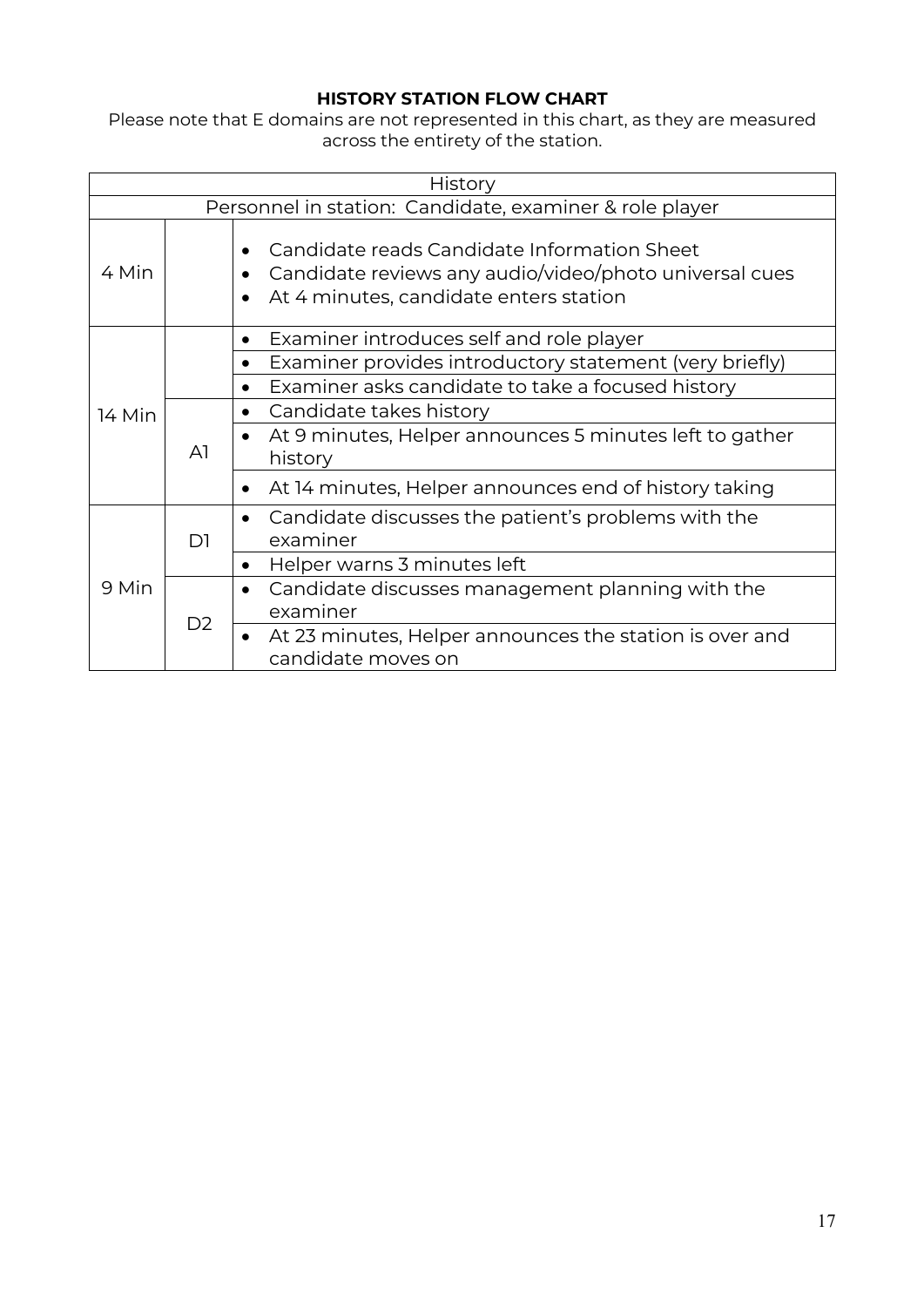**HISTORY STATION FLOW CHART**

Please note that E domains are not represented in this chart, as they are measured across the entirety of the station.

| History | | |
|---|---|---|
| Personnel in station: Candidate, examiner & role player | | |
| 4 Min | | • Candidate reads Candidate Information Sheet<br>• Candidate reviews any audio/video/photo universal cues<br>• At 4 minutes, candidate enters station |
| 14 Min | | • Examiner introduces self and role player |
| | | • Examiner provides introductory statement (very briefly) |
| | | • Examiner asks candidate to take a focused history |
| | A1 | • Candidate takes history |
| | | • At 9 minutes, Helper announces 5 minutes left to gather history |
| | | • At 14 minutes, Helper announces end of history taking |
| 9 Min | D1 | • Candidate discusses the patient's problems with the examiner |
| | | • Helper warns 3 minutes left |
| | D2 | • Candidate discusses management planning with the examiner |
| | | • At 23 minutes, Helper announces the station is over and candidate moves on |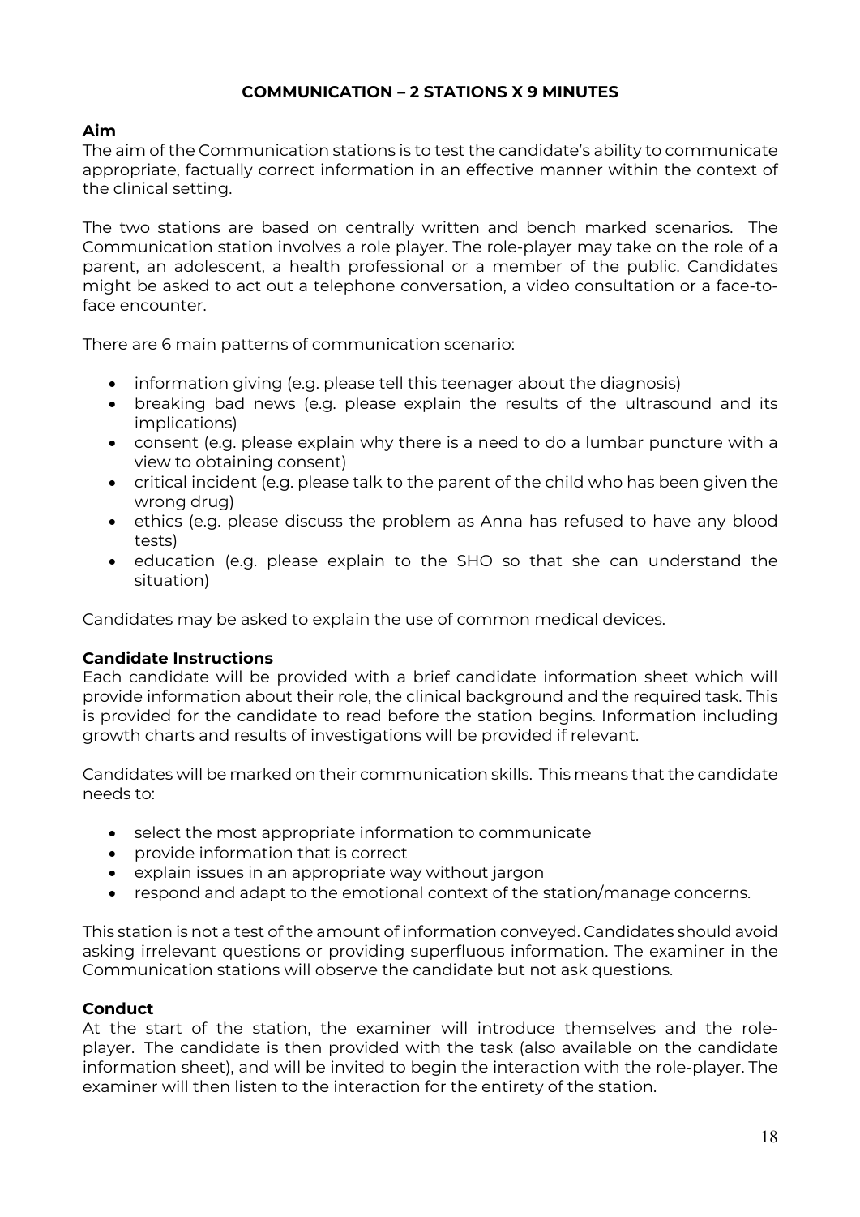## COMMUNICATION – 2 STATIONS X 9 MINUTES

### Aim

The aim of the Communication stations is to test the candidate's ability to communicate appropriate, factually correct information in an effective manner within the context of the clinical setting.

The two stations are based on centrally written and bench marked scenarios. The Communication station involves a role player. The role-player may take on the role of a parent, an adolescent, a health professional or a member of the public. Candidates might be asked to act out a telephone conversation, a video consultation or a face-to-face encounter.

There are 6 main patterns of communication scenario:

- information giving (e.g. please tell this teenager about the diagnosis)
- breaking bad news (e.g. please explain the results of the ultrasound and its implications)
- consent (e.g. please explain why there is a need to do a lumbar puncture with a view to obtaining consent)
- critical incident (e.g. please talk to the parent of the child who has been given the wrong drug)
- ethics (e.g. please discuss the problem as Anna has refused to have any blood tests)
- education (e.g. please explain to the SHO so that she can understand the situation)

Candidates may be asked to explain the use of common medical devices.

### Candidate Instructions

Each candidate will be provided with a brief candidate information sheet which will provide information about their role, the clinical background and the required task. This is provided for the candidate to read before the station begins. Information including growth charts and results of investigations will be provided if relevant.

Candidates will be marked on their communication skills. This means that the candidate needs to:

- select the most appropriate information to communicate
- provide information that is correct
- explain issues in an appropriate way without jargon
- respond and adapt to the emotional context of the station/manage concerns.

This station is not a test of the amount of information conveyed. Candidates should avoid asking irrelevant questions or providing superfluous information. The examiner in the Communication stations will observe the candidate but not ask questions.

### Conduct

At the start of the station, the examiner will introduce themselves and the role-player. The candidate is then provided with the task (also available on the candidate information sheet), and will be invited to begin the interaction with the role-player. The examiner will then listen to the interaction for the entirety of the station.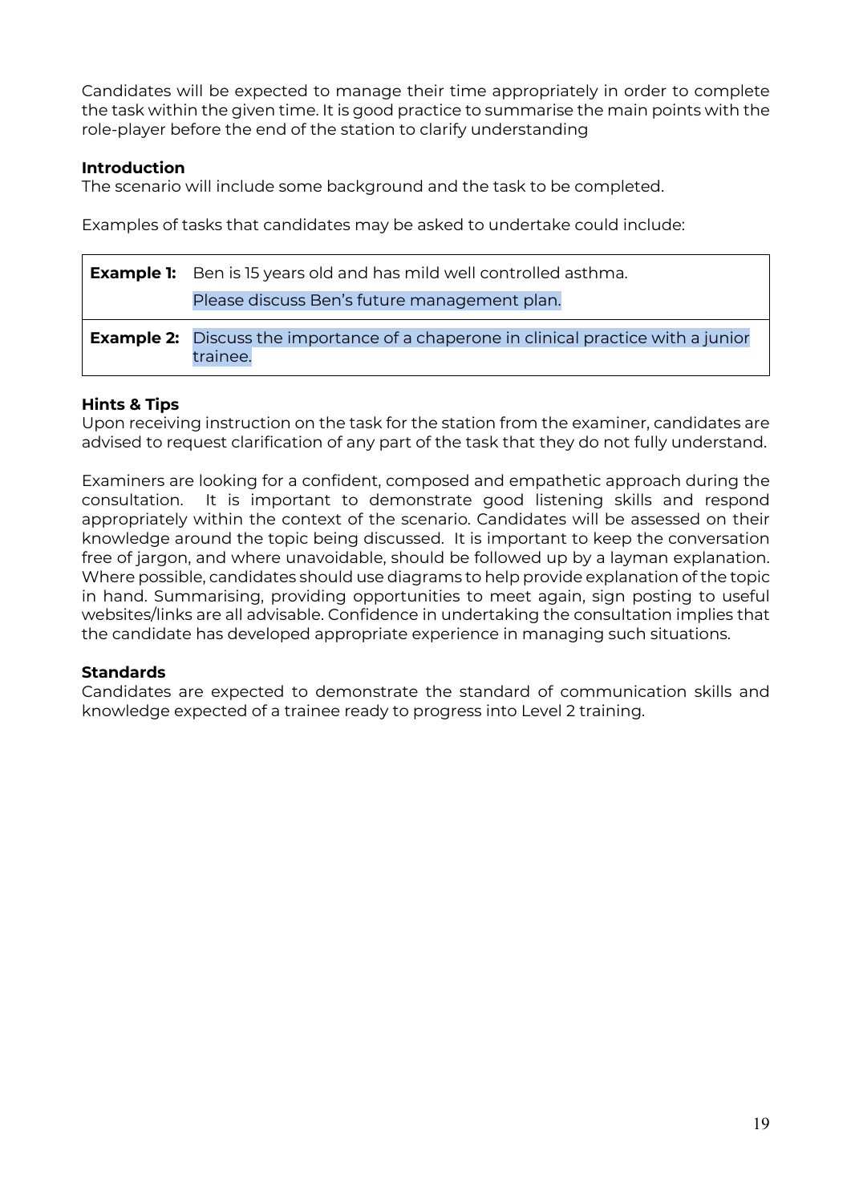Candidates will be expected to manage their time appropriately in order to complete the task within the given time. It is good practice to summarise the main points with the role-player before the end of the station to clarify understanding

**Introduction**

The scenario will include some background and the task to be completed.

Examples of tasks that candidates may be asked to undertake could include:

| | |
|---|---|
| **Example 1:** | Ben is 15 years old and has mild well controlled asthma.<br>Please discuss Ben's future management plan. |
| **Example 2:** | Discuss the importance of a chaperone in clinical practice with a junior trainee. |

**Hints & Tips**

Upon receiving instruction on the task for the station from the examiner, candidates are advised to request clarification of any part of the task that they do not fully understand.

Examiners are looking for a confident, composed and empathetic approach during the consultation. It is important to demonstrate good listening skills and respond appropriately within the context of the scenario. Candidates will be assessed on their knowledge around the topic being discussed. It is important to keep the conversation free of jargon, and where unavoidable, should be followed up by a layman explanation. Where possible, candidates should use diagrams to help provide explanation of the topic in hand. Summarising, providing opportunities to meet again, sign posting to useful websites/links are all advisable. Confidence in undertaking the consultation implies that the candidate has developed appropriate experience in managing such situations.

**Standards**

Candidates are expected to demonstrate the standard of communication skills and knowledge expected of a trainee ready to progress into Level 2 training.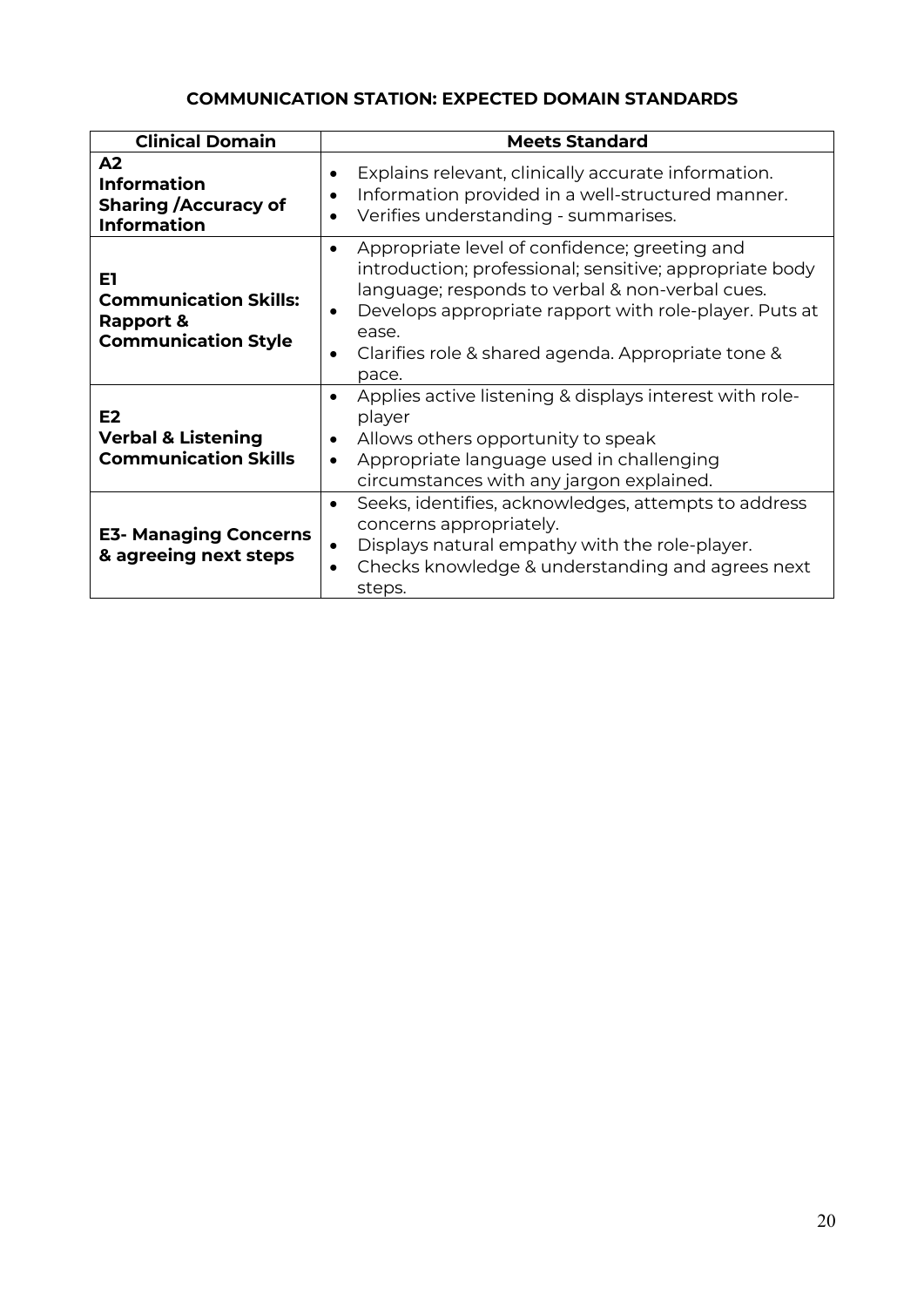## COMMUNICATION STATION: EXPECTED DOMAIN STANDARDS

| Clinical Domain | Meets Standard |
|---|---|
| **A2 Information Sharing /Accuracy of Information** | • Explains relevant, clinically accurate information.<br>• Information provided in a well-structured manner.<br>• Verifies understanding - summarises. |
| **E1 Communication Skills: Rapport & Communication Style** | • Appropriate level of confidence; greeting and introduction; professional; sensitive; appropriate body language; responds to verbal & non-verbal cues.<br>• Develops appropriate rapport with role-player. Puts at ease.<br>• Clarifies role & shared agenda. Appropriate tone & pace. |
| **E2 Verbal & Listening Communication Skills** | • Applies active listening & displays interest with role-player<br>• Allows others opportunity to speak<br>• Appropriate language used in challenging circumstances with any jargon explained. |
| **E3- Managing Concerns & agreeing next steps** | • Seeks, identifies, acknowledges, attempts to address concerns appropriately.<br>• Displays natural empathy with the role-player.<br>• Checks knowledge & understanding and agrees next steps. |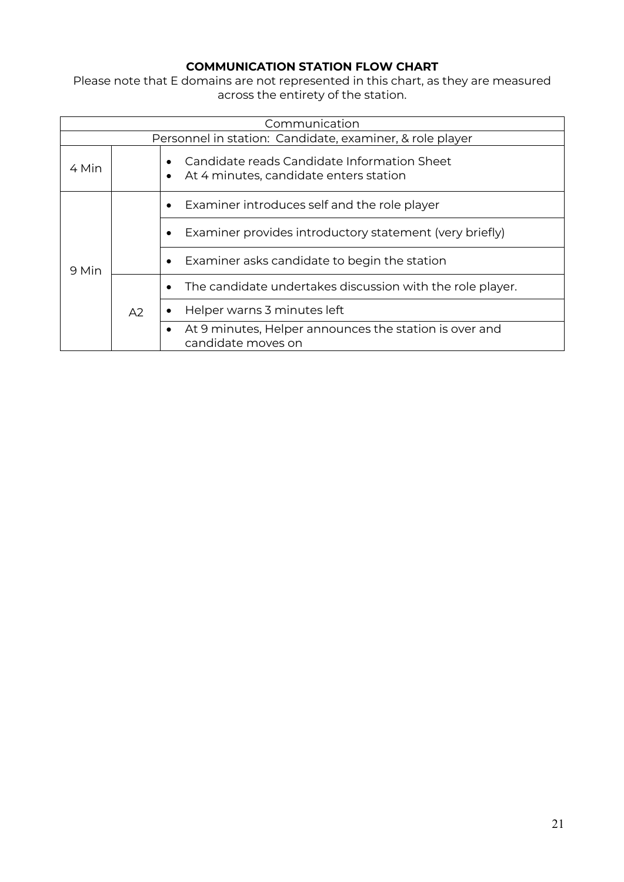**COMMUNICATION STATION FLOW CHART**

Please note that E domains are not represented in this chart, as they are measured across the entirety of the station.

| Communication | | |
|---|---|---|
| Personnel in station: Candidate, examiner, & role player | | |
| 4 Min | | • Candidate reads Candidate Information Sheet<br>• At 4 minutes, candidate enters station |
| 9 Min | | • Examiner introduces self and the role player |
| | | • Examiner provides introductory statement (very briefly) |
| | | • Examiner asks candidate to begin the station |
| | A2 | • The candidate undertakes discussion with the role player. |
| | | • Helper warns 3 minutes left |
| | | • At 9 minutes, Helper announces the station is over and candidate moves on |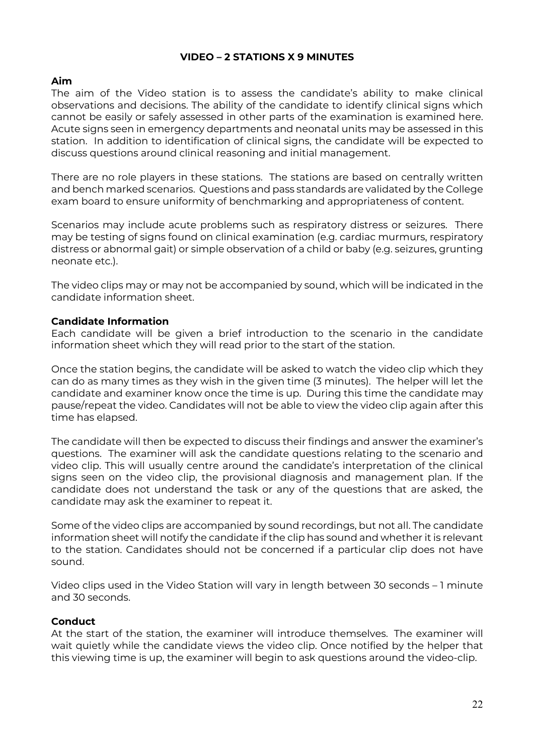## VIDEO – 2 STATIONS X 9 MINUTES

### Aim

The aim of the Video station is to assess the candidate's ability to make clinical observations and decisions. The ability of the candidate to identify clinical signs which cannot be easily or safely assessed in other parts of the examination is examined here. Acute signs seen in emergency departments and neonatal units may be assessed in this station. In addition to identification of clinical signs, the candidate will be expected to discuss questions around clinical reasoning and initial management.

There are no role players in these stations. The stations are based on centrally written and bench marked scenarios. Questions and pass standards are validated by the College exam board to ensure uniformity of benchmarking and appropriateness of content.

Scenarios may include acute problems such as respiratory distress or seizures. There may be testing of signs found on clinical examination (e.g. cardiac murmurs, respiratory distress or abnormal gait) or simple observation of a child or baby (e.g. seizures, grunting neonate etc.).

The video clips may or may not be accompanied by sound, which will be indicated in the candidate information sheet.

### Candidate Information

Each candidate will be given a brief introduction to the scenario in the candidate information sheet which they will read prior to the start of the station.

Once the station begins, the candidate will be asked to watch the video clip which they can do as many times as they wish in the given time (3 minutes). The helper will let the candidate and examiner know once the time is up. During this time the candidate may pause/repeat the video. Candidates will not be able to view the video clip again after this time has elapsed.

The candidate will then be expected to discuss their findings and answer the examiner's questions. The examiner will ask the candidate questions relating to the scenario and video clip. This will usually centre around the candidate's interpretation of the clinical signs seen on the video clip, the provisional diagnosis and management plan. If the candidate does not understand the task or any of the questions that are asked, the candidate may ask the examiner to repeat it.

Some of the video clips are accompanied by sound recordings, but not all. The candidate information sheet will notify the candidate if the clip has sound and whether it is relevant to the station. Candidates should not be concerned if a particular clip does not have sound.

Video clips used in the Video Station will vary in length between 30 seconds – 1 minute and 30 seconds.

### Conduct

At the start of the station, the examiner will introduce themselves. The examiner will wait quietly while the candidate views the video clip. Once notified by the helper that this viewing time is up, the examiner will begin to ask questions around the video-clip.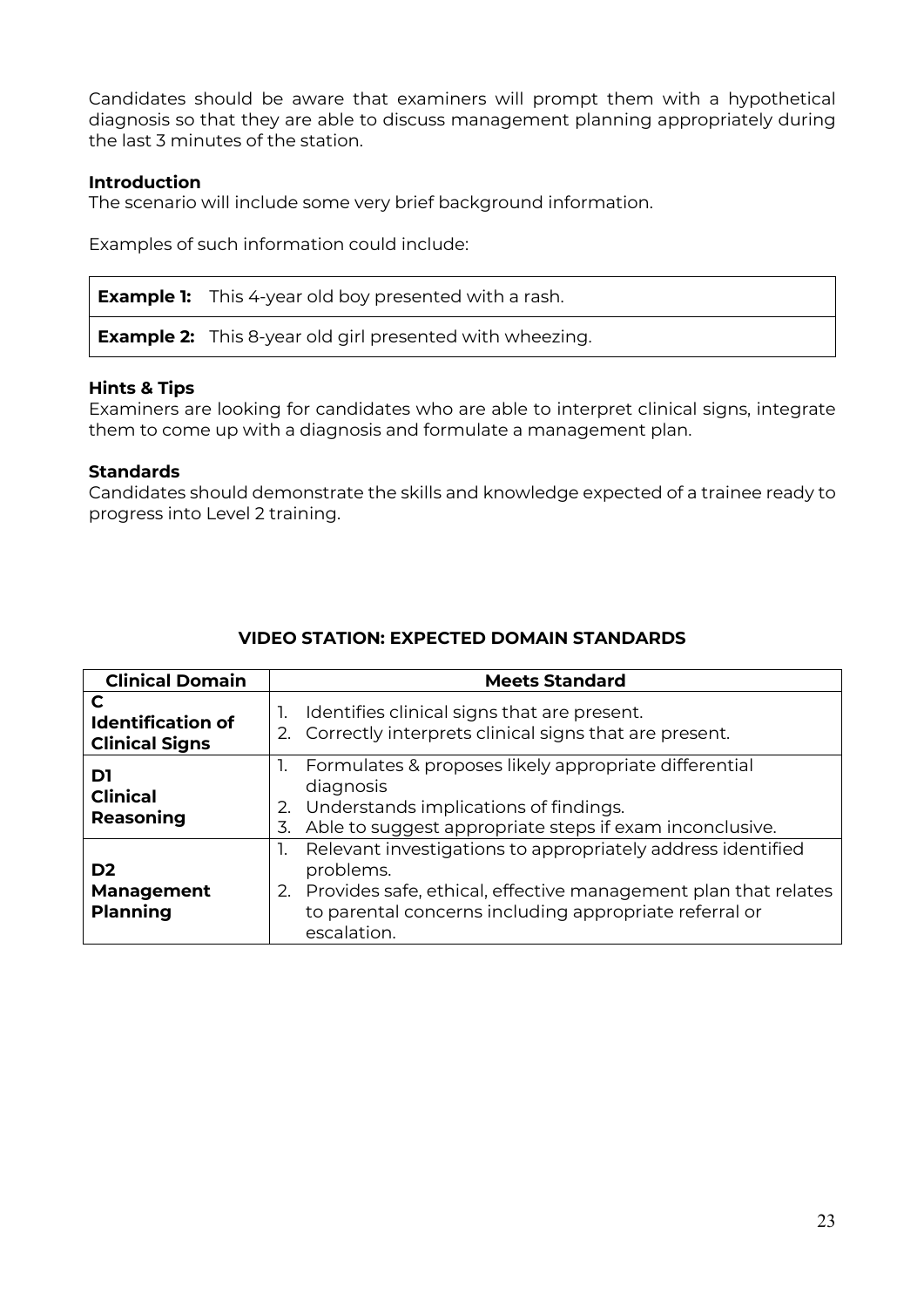Candidates should be aware that examiners will prompt them with a hypothetical diagnosis so that they are able to discuss management planning appropriately during the last 3 minutes of the station.

**Introduction**

The scenario will include some very brief background information.

Examples of such information could include:

| | |
|---|---|
| **Example 1:** | This 4-year old boy presented with a rash. |
| **Example 2:** | This 8-year old girl presented with wheezing. |

**Hints & Tips**

Examiners are looking for candidates who are able to interpret clinical signs, integrate them to come up with a diagnosis and formulate a management plan.

**Standards**

Candidates should demonstrate the skills and knowledge expected of a trainee ready to progress into Level 2 training.

**VIDEO STATION: EXPECTED DOMAIN STANDARDS**

| Clinical Domain | Meets Standard |
|---|---|
| **C Identification of Clinical Signs** | 1. Identifies clinical signs that are present.<br>2. Correctly interprets clinical signs that are present. |
| **D1 Clinical Reasoning** | 1. Formulates & proposes likely appropriate differential diagnosis<br>2. Understands implications of findings.<br>3. Able to suggest appropriate steps if exam inconclusive. |
| **D2 Management Planning** | 1. Relevant investigations to appropriately address identified problems.<br>2. Provides safe, ethical, effective management plan that relates to parental concerns including appropriate referral or escalation. |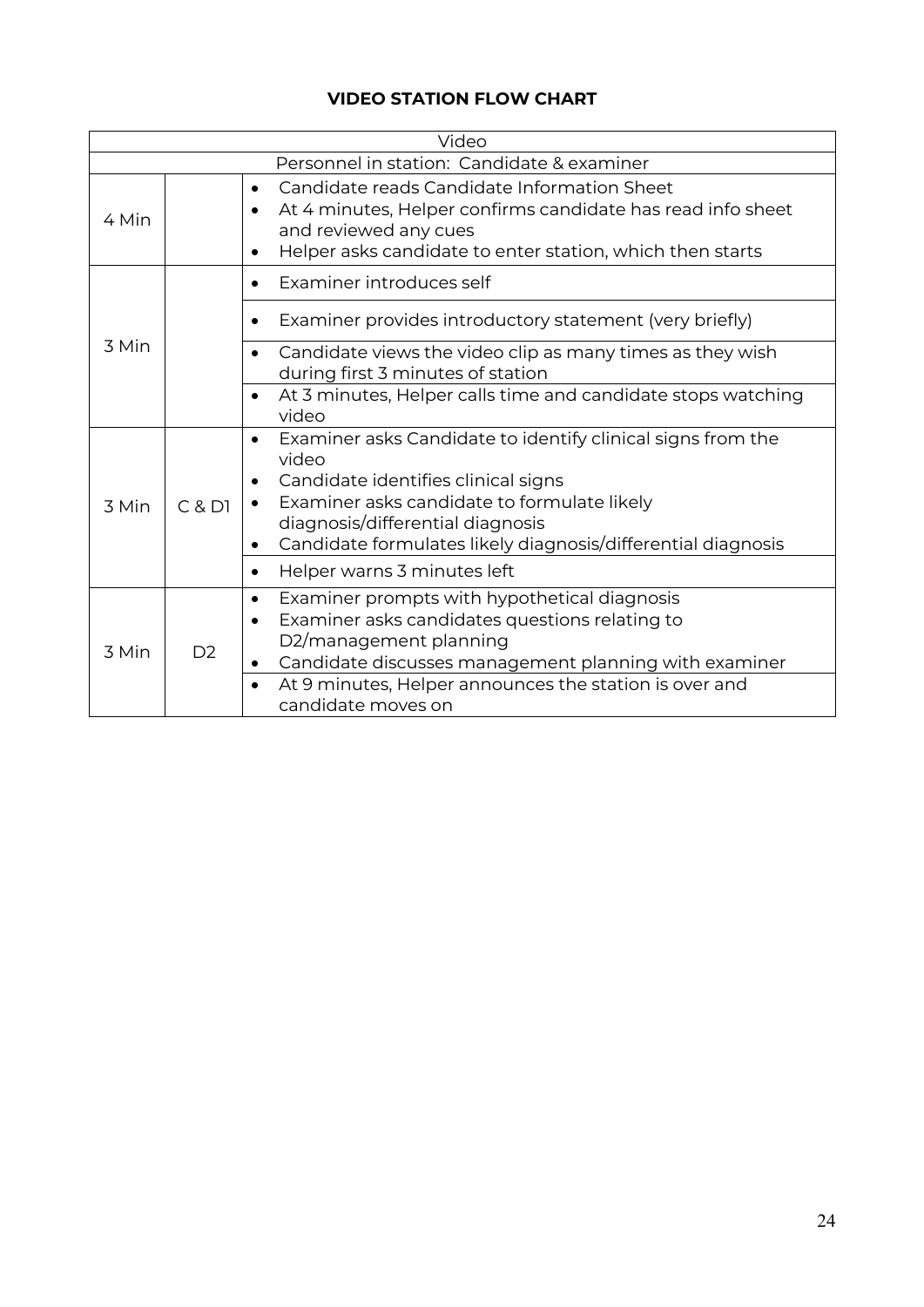# VIDEO STATION FLOW CHART

| | | |
|---|---|---|
| Video | | |
| Personnel in station: Candidate & examiner | | |
| 4 Min | | • Candidate reads Candidate Information Sheet<br>• At 4 minutes, Helper confirms candidate has read info sheet and reviewed any cues<br>• Helper asks candidate to enter station, which then starts |
| 3 Min | | • Examiner introduces self |
| | | • Examiner provides introductory statement (very briefly) |
| | | • Candidate views the video clip as many times as they wish during first 3 minutes of station |
| | | • At 3 minutes, Helper calls time and candidate stops watching video |
| 3 Min | C & D1 | • Examiner asks Candidate to identify clinical signs from the video<br>• Candidate identifies clinical signs<br>• Examiner asks candidate to formulate likely diagnosis/differential diagnosis<br>• Candidate formulates likely diagnosis/differential diagnosis |
| | | • Helper warns 3 minutes left |
| 3 Min | D2 | • Examiner prompts with hypothetical diagnosis<br>• Examiner asks candidates questions relating to D2/management planning<br>• Candidate discusses management planning with examiner |
| | | • At 9 minutes, Helper announces the station is over and candidate moves on |